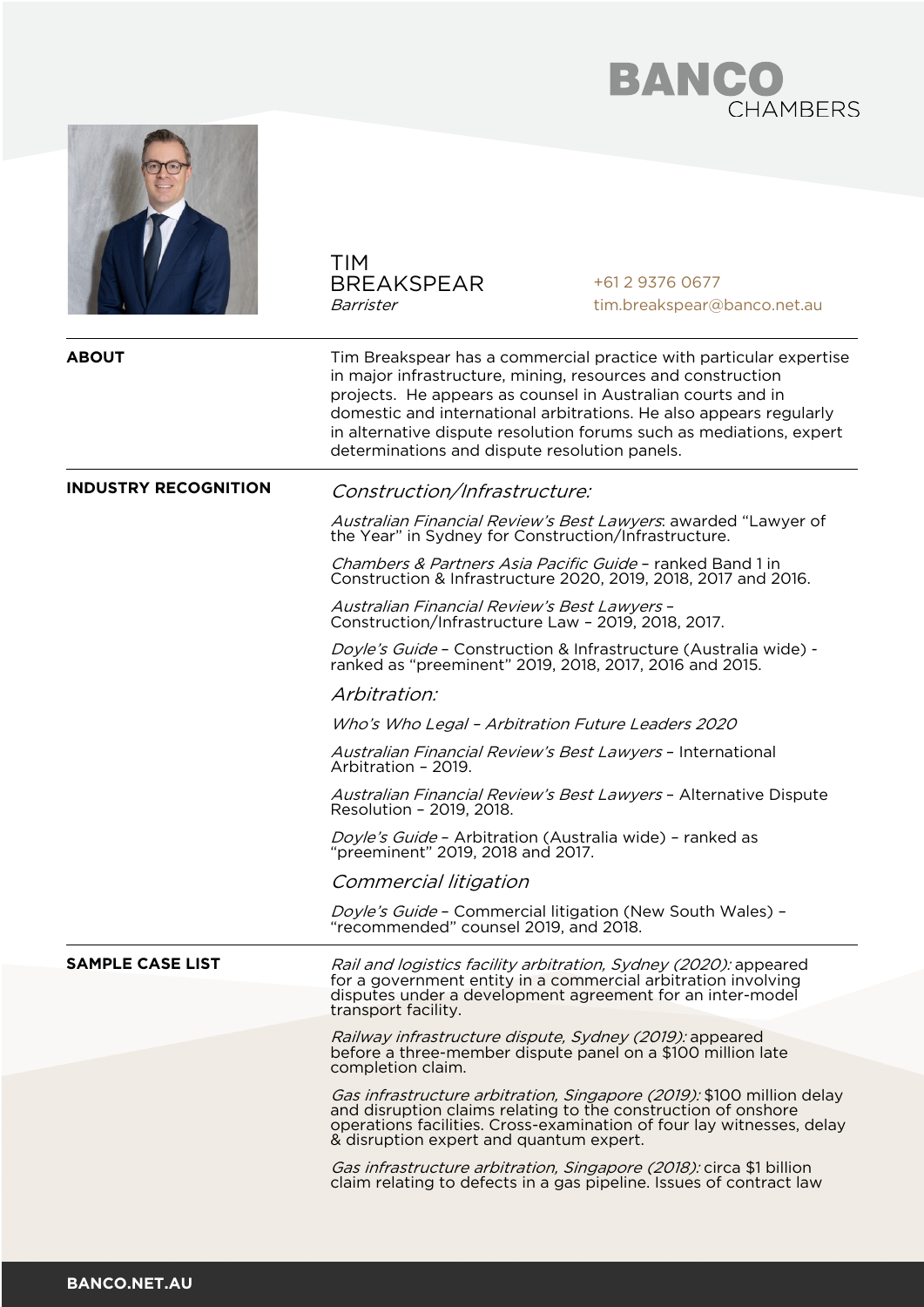# TIM BREAKSPEAR

*Barrister*

+61 2 9376 0677
tim.breakspear@banco.net.au

## ABOUT

Tim Breakspear has a commercial practice with particular expertise in major infrastructure, mining, resources and construction projects. He appears as counsel in Australian courts and in domestic and international arbitrations. He also appears regularly in alternative dispute resolution forums such as mediations, expert determinations and dispute resolution panels.

## INDUSTRY RECOGNITION

### *Construction/Infrastructure:*

*Australian Financial Review's Best Lawyers*: awarded "Lawyer of the Year" in Sydney for Construction/Infrastructure.

*Chambers & Partners Asia Pacific Guide* – ranked Band 1 in Construction & Infrastructure 2020, 2019, 2018, 2017 and 2016.

*Australian Financial Review's Best Lawyers* – Construction/Infrastructure Law – 2019, 2018, 2017.

*Doyle's Guide* – Construction & Infrastructure (Australia wide) - ranked as "preeminent" 2019, 2018, 2017, 2016 and 2015.

### *Arbitration:*

*Who's Who Legal – Arbitration Future Leaders 2020*

*Australian Financial Review's Best Lawyers* – International Arbitration – 2019.

*Australian Financial Review's Best Lawyers* – Alternative Dispute Resolution – 2019, 2018.

*Doyle's Guide* – Arbitration (Australia wide) – ranked as "preeminent" 2019, 2018 and 2017.

### *Commercial litigation*

*Doyle's Guide* – Commercial litigation (New South Wales) – "recommended" counsel 2019, and 2018.

## SAMPLE CASE LIST

*Rail and logistics facility arbitration, Sydney (2020):* appeared for a government entity in a commercial arbitration involving disputes under a development agreement for an inter-model transport facility.

*Railway infrastructure dispute, Sydney (2019):* appeared before a three-member dispute panel on a $100 million late completion claim.

*Gas infrastructure arbitration, Singapore (2019):* $100 million delay and disruption claims relating to the construction of onshore operations facilities. Cross-examination of four lay witnesses, delay & disruption expert and quantum expert.

*Gas infrastructure arbitration, Singapore (2018):* circa $1 billion claim relating to defects in a gas pipeline. Issues of contract law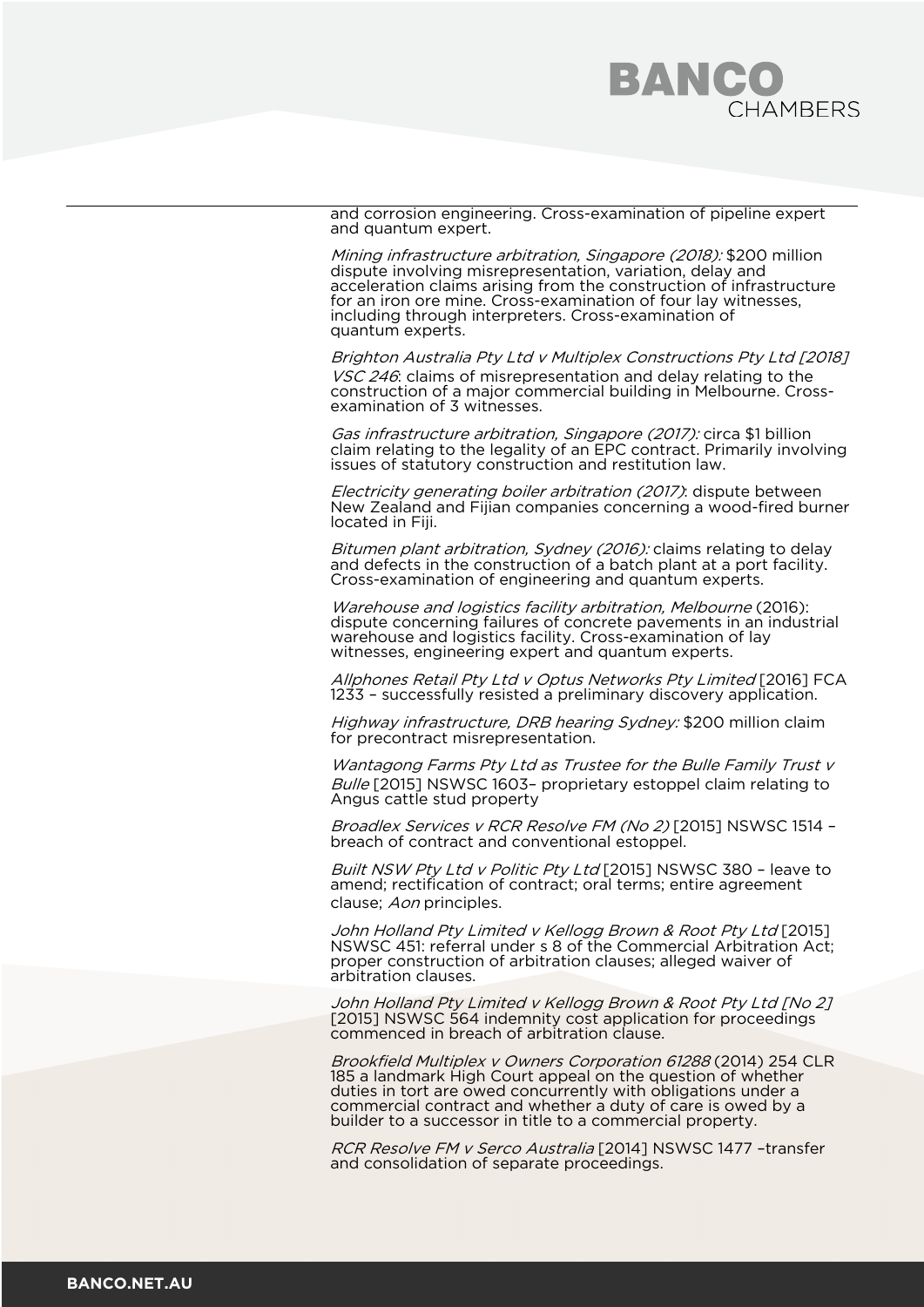and corrosion engineering. Cross-examination of pipeline expert and quantum expert.

*Mining infrastructure arbitration, Singapore (2018):* $200 million dispute involving misrepresentation, variation, delay and acceleration claims arising from the construction of infrastructure for an iron ore mine. Cross-examination of four lay witnesses, including through interpreters. Cross-examination of quantum experts.

*Brighton Australia Pty Ltd v Multiplex Constructions Pty Ltd [2018] VSC 246*: claims of misrepresentation and delay relating to the construction of a major commercial building in Melbourne. Cross-examination of 3 witnesses.

*Gas infrastructure arbitration, Singapore (2017):* circa $1 billion claim relating to the legality of an EPC contract. Primarily involving issues of statutory construction and restitution law.

*Electricity generating boiler arbitration (2017)*: dispute between New Zealand and Fijian companies concerning a wood-fired burner located in Fiji.

*Bitumen plant arbitration, Sydney (2016):* claims relating to delay and defects in the construction of a batch plant at a port facility. Cross-examination of engineering and quantum experts.

*Warehouse and logistics facility arbitration, Melbourne* (2016): dispute concerning failures of concrete pavements in an industrial warehouse and logistics facility. Cross-examination of lay witnesses, engineering expert and quantum experts.

*Allphones Retail Pty Ltd v Optus Networks Pty Limited* [2016] FCA 1233 – successfully resisted a preliminary discovery application.

*Highway infrastructure, DRB hearing Sydney:* $200 million claim for precontract misrepresentation.

*Wantagong Farms Pty Ltd as Trustee for the Bulle Family Trust v Bulle* [2015] NSWSC 1603– proprietary estoppel claim relating to Angus cattle stud property

*Broadlex Services v RCR Resolve FM (No 2)* [2015] NSWSC 1514 – breach of contract and conventional estoppel.

*Built NSW Pty Ltd v Politic Pty Ltd* [2015] NSWSC 380 – leave to amend; rectification of contract; oral terms; entire agreement clause; *Aon* principles.

*John Holland Pty Limited v Kellogg Brown & Root Pty Ltd* [2015] NSWSC 451: referral under s 8 of the Commercial Arbitration Act; proper construction of arbitration clauses; alleged waiver of arbitration clauses.

*John Holland Pty Limited v Kellogg Brown & Root Pty Ltd [No 2]* [2015] NSWSC 564 indemnity cost application for proceedings commenced in breach of arbitration clause.

*Brookfield Multiplex v Owners Corporation 61288* (2014) 254 CLR 185 a landmark High Court appeal on the question of whether duties in tort are owed concurrently with obligations under a commercial contract and whether a duty of care is owed by a builder to a successor in title to a commercial property.

*RCR Resolve FM v Serco Australia* [2014] NSWSC 1477 –transfer and consolidation of separate proceedings.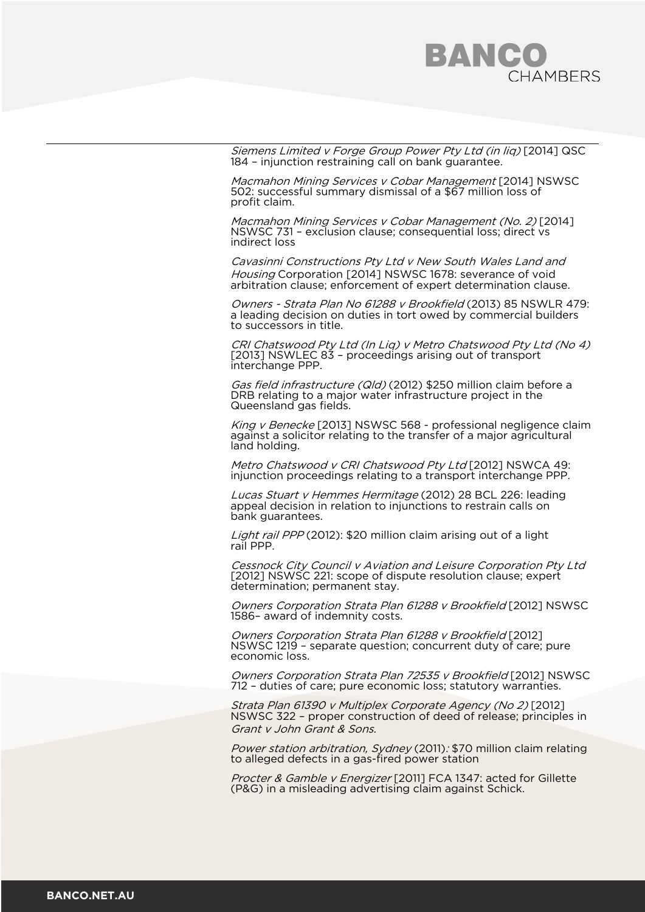*Siemens Limited v Forge Group Power Pty Ltd (in liq)* [2014] QSC 184 – injunction restraining call on bank guarantee.

*Macmahon Mining Services v Cobar Management* [2014] NSWSC 502: successful summary dismissal of a $67 million loss of profit claim.

*Macmahon Mining Services v Cobar Management (No. 2)* [2014] NSWSC 731 – exclusion clause; consequential loss; direct vs indirect loss

*Cavasinni Constructions Pty Ltd v New South Wales Land and Housing* Corporation [2014] NSWSC 1678: severance of void arbitration clause; enforcement of expert determination clause.

*Owners - Strata Plan No 61288 v Brookfield* (2013) 85 NSWLR 479: a leading decision on duties in tort owed by commercial builders to successors in title.

*CRI Chatswood Pty Ltd (In Liq) v Metro Chatswood Pty Ltd (No 4)* [2013] NSWLEC 83 – proceedings arising out of transport interchange PPP.

*Gas field infrastructure (Qld)* (2012) $250 million claim before a DRB relating to a major water infrastructure project in the Queensland gas fields.

*King v Benecke* [2013] NSWSC 568 - professional negligence claim against a solicitor relating to the transfer of a major agricultural land holding.

*Metro Chatswood v CRI Chatswood Pty Ltd* [2012] NSWCA 49: injunction proceedings relating to a transport interchange PPP.

*Lucas Stuart v Hemmes Hermitage* (2012) 28 BCL 226: leading appeal decision in relation to injunctions to restrain calls on bank guarantees.

*Light rail PPP* (2012): $20 million claim arising out of a light rail PPP.

*Cessnock City Council v Aviation and Leisure Corporation Pty Ltd* [2012] NSWSC 221: scope of dispute resolution clause; expert determination; permanent stay.

*Owners Corporation Strata Plan 61288 v Brookfield* [2012] NSWSC 1586– award of indemnity costs.

*Owners Corporation Strata Plan 61288 v Brookfield* [2012] NSWSC 1219 – separate question; concurrent duty of care; pure economic loss.

*Owners Corporation Strata Plan 72535 v Brookfield* [2012] NSWSC 712 – duties of care; pure economic loss; statutory warranties.

*Strata Plan 61390 v Multiplex Corporate Agency (No 2)* [2012] NSWSC 322 – proper construction of deed of release; principles in *Grant v John Grant & Sons*.

*Power station arbitration, Sydney* (2011): $70 million claim relating to alleged defects in a gas-fired power station

*Procter & Gamble v Energizer* [2011] FCA 1347: acted for Gillette (P&G) in a misleading advertising claim against Schick.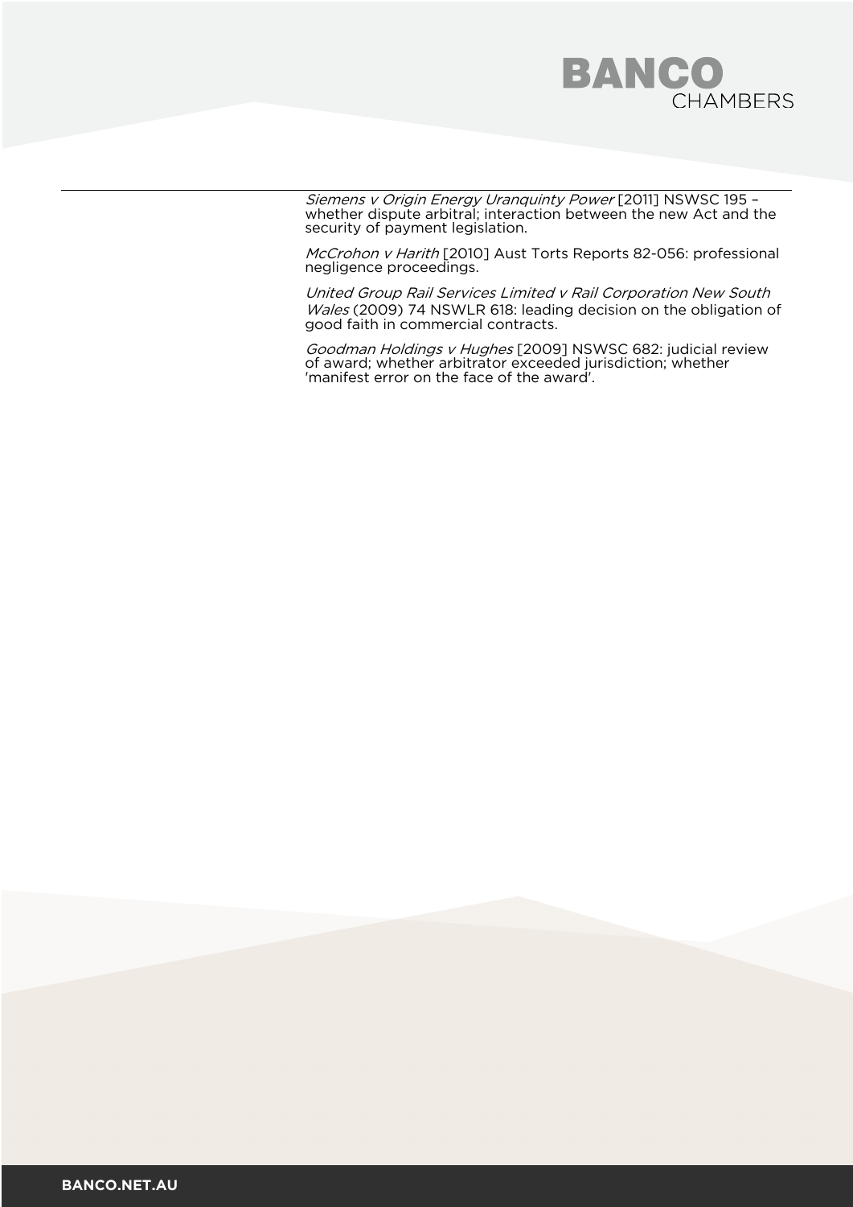*Siemens v Origin Energy Uranquinty Power* [2011] NSWSC 195 – whether dispute arbitral; interaction between the new Act and the security of payment legislation.

*McCrohon v Harith* [2010] Aust Torts Reports 82-056: professional negligence proceedings.

*United Group Rail Services Limited v Rail Corporation New South Wales* (2009) 74 NSWLR 618: leading decision on the obligation of good faith in commercial contracts.

*Goodman Holdings v Hughes* [2009] NSWSC 682: judicial review of award; whether arbitrator exceeded jurisdiction; whether 'manifest error on the face of the award'.